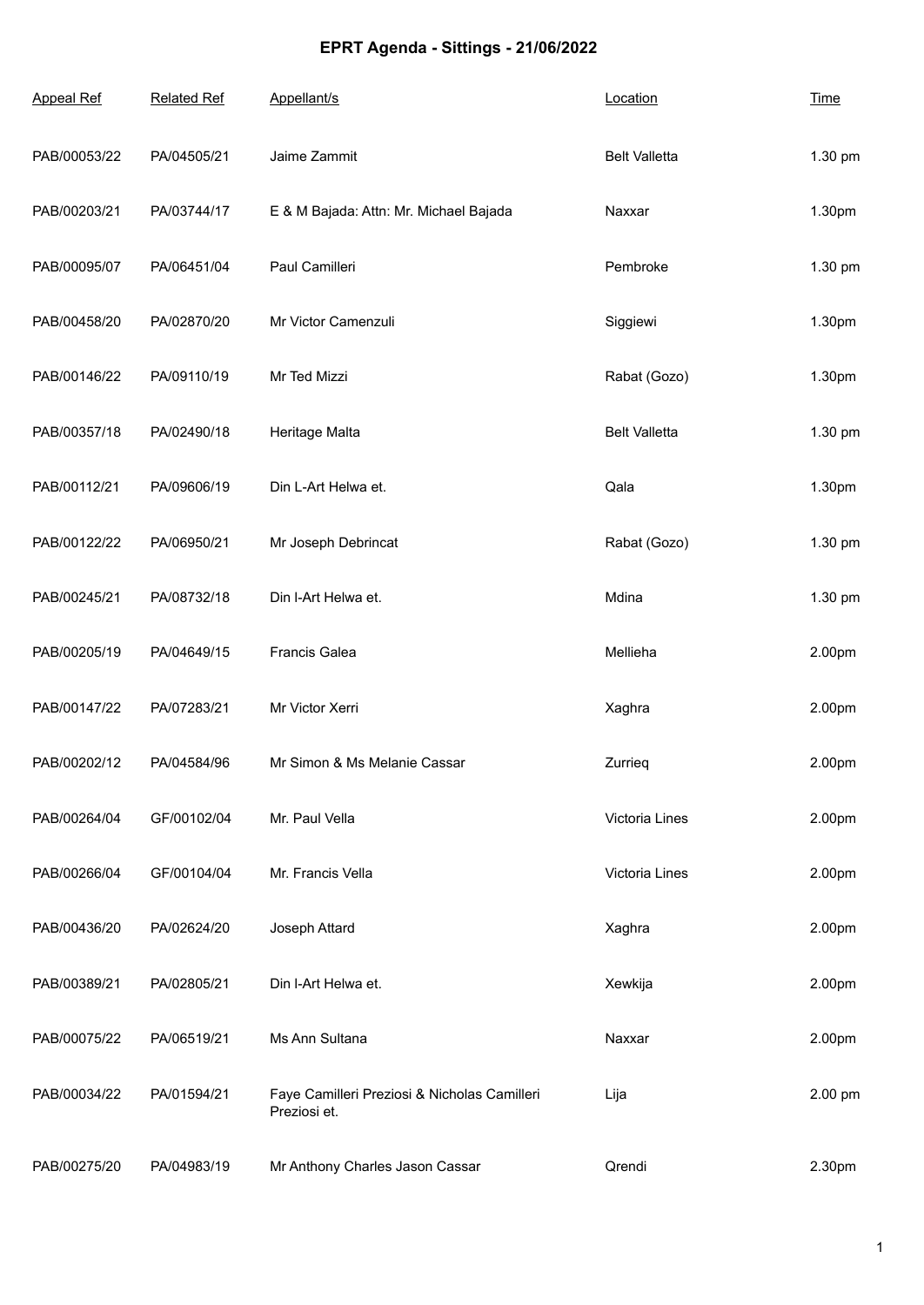# EPRT Agenda - Sittings - 21/06/2022

| Appeal Ref | Related Ref | Appellant/s | Location | Time |
|---|---|---|---|---|
| PAB/00053/22 | PA/04505/21 | Jaime Zammit | Belt Valletta | 1.30 pm |
| PAB/00203/21 | PA/03744/17 | E & M Bajada: Attn: Mr. Michael Bajada | Naxxar | 1.30pm |
| PAB/00095/07 | PA/06451/04 | Paul Camilleri | Pembroke | 1.30 pm |
| PAB/00458/20 | PA/02870/20 | Mr Victor Camenzuli | Siggiewi | 1.30pm |
| PAB/00146/22 | PA/09110/19 | Mr Ted Mizzi | Rabat (Gozo) | 1.30pm |
| PAB/00357/18 | PA/02490/18 | Heritage Malta | Belt Valletta | 1.30 pm |
| PAB/00112/21 | PA/09606/19 | Din L-Art Helwa et. | Qala | 1.30pm |
| PAB/00122/22 | PA/06950/21 | Mr Joseph Debrincat | Rabat (Gozo) | 1.30 pm |
| PAB/00245/21 | PA/08732/18 | Din l-Art Helwa et. | Mdina | 1.30 pm |
| PAB/00205/19 | PA/04649/15 | Francis Galea | Mellieha | 2.00pm |
| PAB/00147/22 | PA/07283/21 | Mr Victor Xerri | Xaghra | 2.00pm |
| PAB/00202/12 | PA/04584/96 | Mr Simon & Ms Melanie Cassar | Zurrieq | 2.00pm |
| PAB/00264/04 | GF/00102/04 | Mr. Paul Vella | Victoria Lines | 2.00pm |
| PAB/00266/04 | GF/00104/04 | Mr. Francis Vella | Victoria Lines | 2.00pm |
| PAB/00436/20 | PA/02624/20 | Joseph Attard | Xaghra | 2.00pm |
| PAB/00389/21 | PA/02805/21 | Din l-Art Helwa et. | Xewkija | 2.00pm |
| PAB/00075/22 | PA/06519/21 | Ms Ann Sultana | Naxxar | 2.00pm |
| PAB/00034/22 | PA/01594/21 | Faye Camilleri Preziosi & Nicholas Camilleri Preziosi et. | Lija | 2.00 pm |
| PAB/00275/20 | PA/04983/19 | Mr Anthony Charles Jason Cassar | Qrendi | 2.30pm |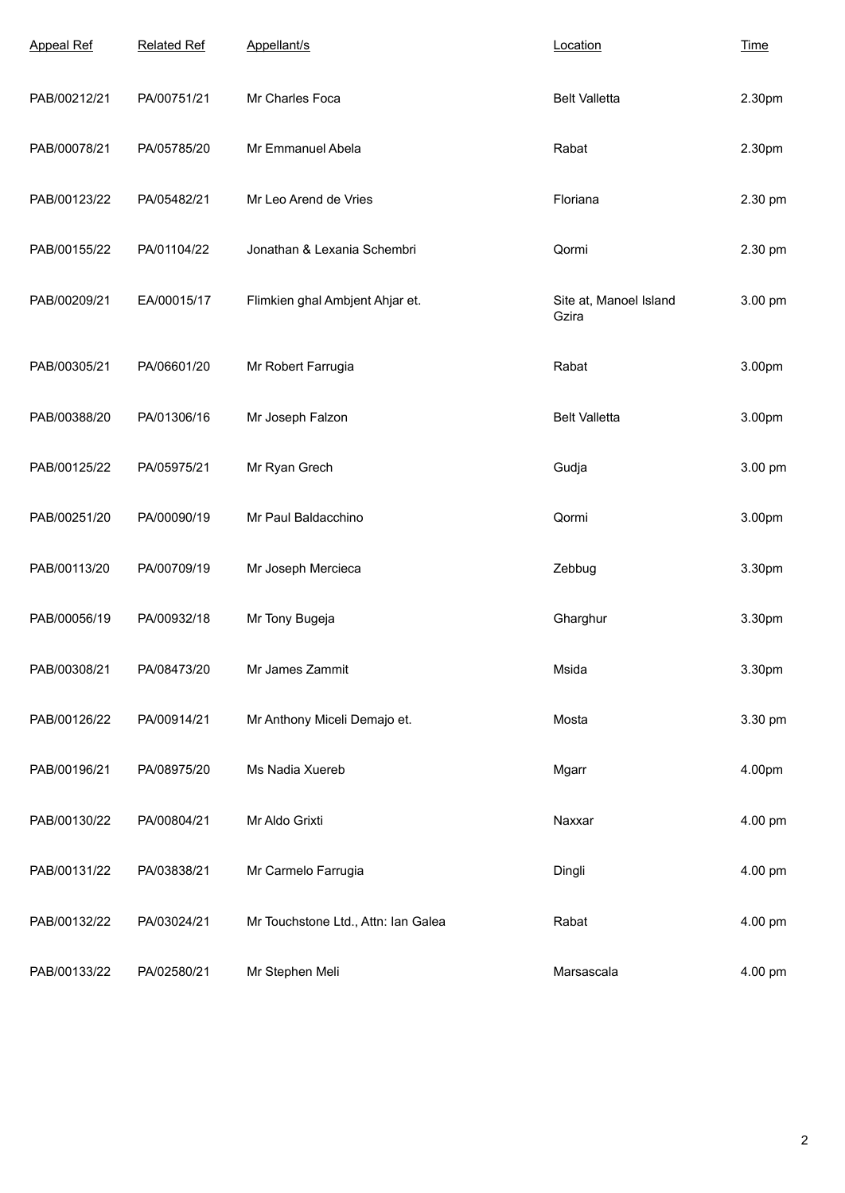| Appeal Ref | Related Ref | Appellant/s | Location | Time |
|---|---|---|---|---|
| PAB/00212/21 | PA/00751/21 | Mr Charles Foca | Belt Valletta | 2.30pm |
| PAB/00078/21 | PA/05785/20 | Mr Emmanuel Abela | Rabat | 2.30pm |
| PAB/00123/22 | PA/05482/21 | Mr Leo Arend de Vries | Floriana | 2.30 pm |
| PAB/00155/22 | PA/01104/22 | Jonathan & Lexania Schembri | Qormi | 2.30 pm |
| PAB/00209/21 | EA/00015/17 | Flimkien ghal Ambjent Ahjar et. | Site at, Manoel Island Gzira | 3.00 pm |
| PAB/00305/21 | PA/06601/20 | Mr Robert Farrugia | Rabat | 3.00pm |
| PAB/00388/20 | PA/01306/16 | Mr Joseph Falzon | Belt Valletta | 3.00pm |
| PAB/00125/22 | PA/05975/21 | Mr Ryan Grech | Gudja | 3.00 pm |
| PAB/00251/20 | PA/00090/19 | Mr Paul Baldacchino | Qormi | 3.00pm |
| PAB/00113/20 | PA/00709/19 | Mr Joseph Mercieca | Zebbug | 3.30pm |
| PAB/00056/19 | PA/00932/18 | Mr Tony Bugeja | Gharghur | 3.30pm |
| PAB/00308/21 | PA/08473/20 | Mr James Zammit | Msida | 3.30pm |
| PAB/00126/22 | PA/00914/21 | Mr Anthony Miceli Demajo et. | Mosta | 3.30 pm |
| PAB/00196/21 | PA/08975/20 | Ms Nadia Xuereb | Mgarr | 4.00pm |
| PAB/00130/22 | PA/00804/21 | Mr Aldo Grixti | Naxxar | 4.00 pm |
| PAB/00131/22 | PA/03838/21 | Mr Carmelo Farrugia | Dingli | 4.00 pm |
| PAB/00132/22 | PA/03024/21 | Mr Touchstone Ltd., Attn: Ian Galea | Rabat | 4.00 pm |
| PAB/00133/22 | PA/02580/21 | Mr Stephen Meli | Marsascala | 4.00 pm |